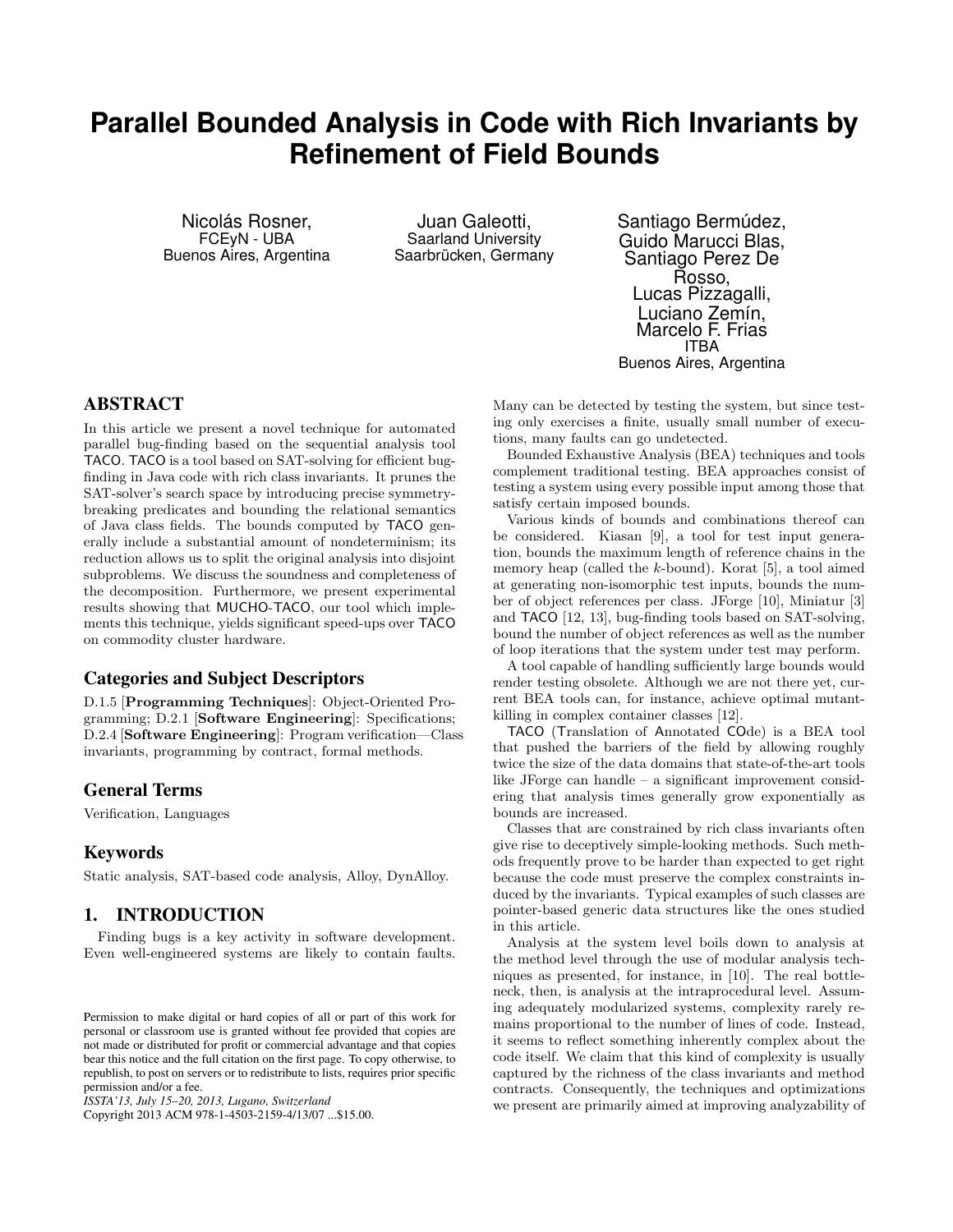# Parallel Bounded Analysis in Code with Rich Invariants by Refinement of Field Bounds

Nicolás Rosner,
FCEyN - UBA
Buenos Aires, Argentina

Juan Galeotti,
Saarland University
Saarbrücken, Germany

Santiago Bermúdez,
Guido Marucci Blas,
Santiago Perez De Rosso,
Lucas Pizzagalli,
Luciano Zemín,
Marcelo F. Frias
ITBA
Buenos Aires, Argentina

## ABSTRACT

In this article we present a novel technique for automated parallel bug-finding based on the sequential analysis tool TACO. TACO is a tool based on SAT-solving for efficient bug-finding in Java code with rich class invariants. It prunes the SAT-solver's search space by introducing precise symmetry-breaking predicates and bounding the relational semantics of Java class fields. The bounds computed by TACO generally include a substantial amount of nondeterminism; its reduction allows us to split the original analysis into disjoint subproblems. We discuss the soundness and completeness of the decomposition. Furthermore, we present experimental results showing that MUCHO-TACO, our tool which implements this technique, yields significant speed-ups over TACO on commodity cluster hardware.

### Categories and Subject Descriptors

D.1.5 [**Programming Techniques**]: Object-Oriented Programming; D.2.1 [**Software Engineering**]: Specifications; D.2.4 [**Software Engineering**]: Program verification—Class invariants, programming by contract, formal methods.

### General Terms

Verification, Languages

### Keywords

Static analysis, SAT-based code analysis, Alloy, DynAlloy.

## 1. INTRODUCTION

Finding bugs is a key activity in software development. Even well-engineered systems are likely to contain faults. Many can be detected by testing the system, but since testing only exercises a finite, usually small number of executions, many faults can go undetected.

Bounded Exhaustive Analysis (BEA) techniques and tools complement traditional testing. BEA approaches consist of testing a system using every possible input among those that satisfy certain imposed bounds.

Various kinds of bounds and combinations thereof can be considered. Kiasan [9], a tool for test input generation, bounds the maximum length of reference chains in the memory heap (called the $k$-bound). Korat [5], a tool aimed at generating non-isomorphic test inputs, bounds the number of object references per class. JForge [10], Miniatur [3] and TACO [12, 13], bug-finding tools based on SAT-solving, bound the number of object references as well as the number of loop iterations that the system under test may perform.

A tool capable of handling sufficiently large bounds would render testing obsolete. Although we are not there yet, current BEA tools can, for instance, achieve optimal mutant-killing in complex container classes [12].

TACO (Translation of Annotated COde) is a BEA tool that pushed the barriers of the field by allowing roughly twice the size of the data domains that state-of-the-art tools like JForge can handle – a significant improvement considering that analysis times generally grow exponentially as bounds are increased.

Classes that are constrained by rich class invariants often give rise to deceptively simple-looking methods. Such methods frequently prove to be harder than expected to get right because the code must preserve the complex constraints induced by the invariants. Typical examples of such classes are pointer-based generic data structures like the ones studied in this article.

Analysis at the system level boils down to analysis at the method level through the use of modular analysis techniques as presented, for instance, in [10]. The real bottleneck, then, is analysis at the intraprocedural level. Assuming adequately modularized systems, complexity rarely remains proportional to the number of lines of code. Instead, it seems to reflect something inherently complex about the code itself. We claim that this kind of complexity is usually captured by the richness of the class invariants and method contracts. Consequently, the techniques and optimizations we present are primarily aimed at improving analyzability of

Permission to make digital or hard copies of all or part of this work for personal or classroom use is granted without fee provided that copies are not made or distributed for profit or commercial advantage and that copies bear this notice and the full citation on the first page. To copy otherwise, to republish, to post on servers or to redistribute to lists, requires prior specific permission and/or a fee.
*ISSTA'13, July 15–20, 2013, Lugano, Switzerland*
Copyright 2013 ACM 978-1-4503-2159-4/13/07 ...$15.00.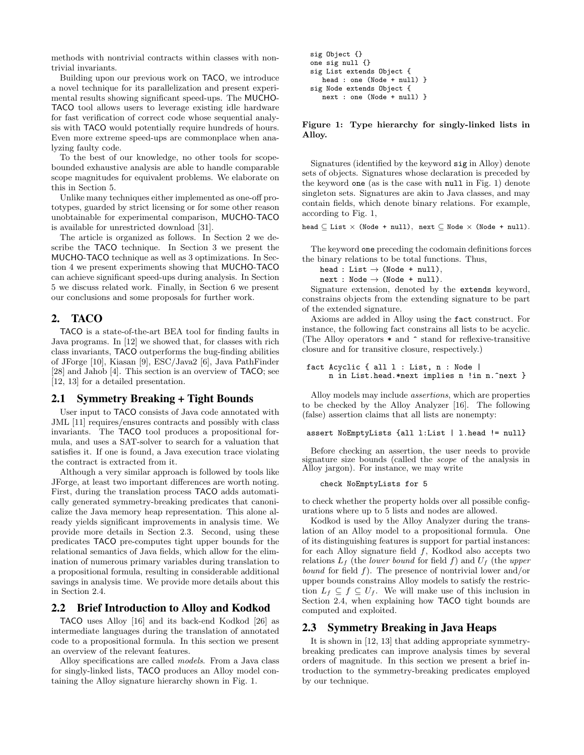methods with nontrivial contracts within classes with nontrivial invariants.

Building upon our previous work on TACO, we introduce a novel technique for its parallelization and present experimental results showing significant speed-ups. The MUCHO-TACO tool allows users to leverage existing idle hardware for fast verification of correct code whose sequential analysis with TACO would potentially require hundreds of hours. Even more extreme speed-ups are commonplace when analyzing faulty code.

To the best of our knowledge, no other tools for scope-bounded exhaustive analysis are able to handle comparable scope magnitudes for equivalent problems. We elaborate on this in Section 5.

Unlike many techniques either implemented as one-off prototypes, guarded by strict licensing or for some other reason unobtainable for experimental comparison, MUCHO-TACO is available for unrestricted download [31].

The article is organized as follows. In Section 2 we describe the TACO technique. In Section 3 we present the MUCHO-TACO technique as well as 3 optimizations. In Section 4 we present experiments showing that MUCHO-TACO can achieve significant speed-ups during analysis. In Section 5 we discuss related work. Finally, in Section 6 we present our conclusions and some proposals for further work.

## 2. TACO

TACO is a state-of-the-art BEA tool for finding faults in Java programs. In [12] we showed that, for classes with rich class invariants, TACO outperforms the bug-finding abilities of JForge [10], Kiasan [9], ESC/Java2 [6], Java PathFinder [28] and Jahob [4]. This section is an overview of TACO; see [12, 13] for a detailed presentation.

### 2.1 Symmetry Breaking + Tight Bounds

User input to TACO consists of Java code annotated with JML [11] requires/ensures contracts and possibly with class invariants. The TACO tool produces a propositional formula, and uses a SAT-solver to search for a valuation that satisfies it. If one is found, a Java execution trace violating the contract is extracted from it.

Although a very similar approach is followed by tools like JForge, at least two important differences are worth noting. First, during the translation process TACO adds automatically generated symmetry-breaking predicates that canonicalize the Java memory heap representation. This alone already yields significant improvements in analysis time. We provide more details in Section 2.3. Second, using these predicates TACO pre-computes tight upper bounds for the relational semantics of Java fields, which allow for the elimination of numerous primary variables during translation to a propositional formula, resulting in considerable additional savings in analysis time. We provide more details about this in Section 2.4.

### 2.2 Brief Introduction to Alloy and Kodkod

TACO uses Alloy [16] and its back-end Kodkod [26] as intermediate languages during the translation of annotated code to a propositional formula. In this section we present an overview of the relevant features.

Alloy specifications are called *models*. From a Java class for singly-linked lists, TACO produces an Alloy model containing the Alloy signature hierarchy shown in Fig. 1.

```
sig Object {}
one sig null {}
sig List extends Object {
   head : one (Node + null) }
sig Node extends Object {
   next : one (Node + null) }
```

**Figure 1: Type hierarchy for singly-linked lists in Alloy.**

Signatures (identified by the keyword `sig` in Alloy) denote sets of objects. Signatures whose declaration is preceded by the keyword `one` (as is the case with `null` in Fig. 1) denote singleton sets. Signatures are akin to Java classes, and may contain fields, which denote binary relations. For example, according to Fig. 1,

head $\subseteq$ List $\times$ (Node + null), next $\subseteq$ Node $\times$ (Node + null).

The keyword `one` preceding the codomain definitions forces the binary relations to be total functions. Thus,

head : List $\rightarrow$ (Node + null),
next : Node $\rightarrow$ (Node + null).

Signature extension, denoted by the `extends` keyword, constrains objects from the extending signature to be part of the extended signature.

Axioms are added in Alloy using the `fact` construct. For instance, the following fact constrains all lists to be acyclic. (The Alloy operators `*` and `^` stand for reflexive-transitive closure and for transitive closure, respectively.)

```
fact Acyclic { all l : List, n : Node |
     n in List.head.*next implies n !in n.^next }
```

Alloy models may include *assertions*, which are properties to be checked by the Alloy Analyzer [16]. The following (false) assertion claims that all lists are nonempty:

```
assert NoEmptyLists {all l:List | l.head != null}
```

Before checking an assertion, the user needs to provide signature size bounds (called the *scope* of the analysis in Alloy jargon). For instance, we may write

```
check NoEmptyLists for 5
```

to check whether the property holds over all possible configurations where up to 5 lists and nodes are allowed.

Kodkod is used by the Alloy Analyzer during the translation of an Alloy model to a propositional formula. One of its distinguishing features is support for partial instances: for each Alloy signature field $f$, Kodkod also accepts two relations $L_f$ (the *lower bound* for field $f$) and $U_f$ (the *upper bound* for field $f$). The presence of nontrivial lower and/or upper bounds constrains Alloy models to satisfy the restriction $L_f \subseteq f \subseteq U_f$. We will make use of this inclusion in Section 2.4, when explaining how TACO tight bounds are computed and exploited.

### 2.3 Symmetry Breaking in Java Heaps

It is shown in [12, 13] that adding appropriate symmetry-breaking predicates can improve analysis times by several orders of magnitude. In this section we present a brief introduction to the symmetry-breaking predicates employed by our technique.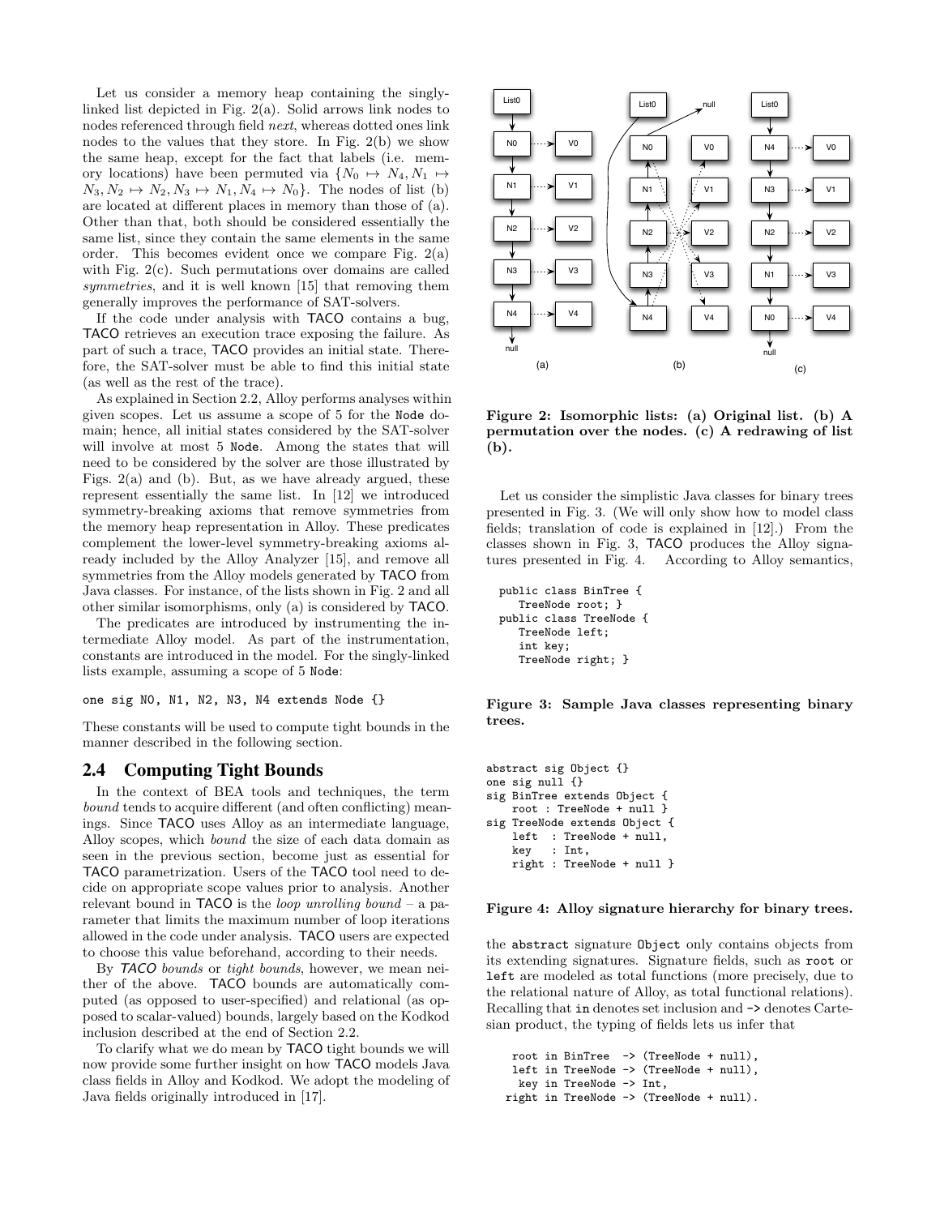Let us consider a memory heap containing the singly-linked list depicted in Fig. 2(a). Solid arrows link nodes to nodes referenced through field *next*, whereas dotted ones link nodes to the values that they store. In Fig. 2(b) we show the same heap, except for the fact that labels (i.e. memory locations) have been permuted via $\{N_0 \mapsto N_4, N_1 \mapsto N_3, N_2 \mapsto N_2, N_3 \mapsto N_1, N_4 \mapsto N_0\}$. The nodes of list (b) are located at different places in memory than those of (a). Other than that, both should be considered essentially the same list, since they contain the same elements in the same order. This becomes evident once we compare Fig. 2(a) with Fig. 2(c). Such permutations over domains are called *symmetries*, and it is well known [15] that removing them generally improves the performance of SAT-solvers.

If the code under analysis with TACO contains a bug, TACO retrieves an execution trace exposing the failure. As part of such a trace, TACO provides an initial state. Therefore, the SAT-solver must be able to find this initial state (as well as the rest of the trace).

As explained in Section 2.2, Alloy performs analyses within given scopes. Let us assume a scope of 5 for the `Node` domain; hence, all initial states considered by the SAT-solver will involve at most 5 `Node`. Among the states that will need to be considered by the solver are those illustrated by Figs. 2(a) and (b). But, as we have already argued, these represent essentially the same list. In [12] we introduced symmetry-breaking axioms that remove symmetries from the memory heap representation in Alloy. These predicates complement the lower-level symmetry-breaking axioms already included by the Alloy Analyzer [15], and remove all symmetries from the Alloy models generated by TACO from Java classes. For instance, of the lists shown in Fig. 2 and all other similar isomorphisms, only (a) is considered by TACO.

The predicates are introduced by instrumenting the intermediate Alloy model. As part of the instrumentation, constants are introduced in the model. For the singly-linked lists example, assuming a scope of 5 `Node`:

```
one sig N0, N1, N2, N3, N4 extends Node {}
```

These constants will be used to compute tight bounds in the manner described in the following section.

## 2.4 Computing Tight Bounds

In the context of BEA tools and techniques, the term *bound* tends to acquire different (and often conflicting) meanings. Since TACO uses Alloy as an intermediate language, Alloy scopes, which *bound* the size of each data domain as seen in the previous section, become just as essential for TACO parametrization. Users of the TACO tool need to decide on appropriate scope values prior to analysis. Another relevant bound in TACO is the *loop unrolling bound* – a parameter that limits the maximum number of loop iterations allowed in the code under analysis. TACO users are expected to choose this value beforehand, according to their needs.

By *TACO bounds* or *tight bounds*, however, we mean neither of the above. TACO bounds are automatically computed (as opposed to user-specified) and relational (as opposed to scalar-valued) bounds, largely based on the Kodkod inclusion described at the end of Section 2.2.

To clarify what we do mean by TACO tight bounds we will now provide some further insight on how TACO models Java class fields in Alloy and Kodkod. We adopt the modeling of Java fields originally introduced in [17].

**Figure 2: Isomorphic lists: (a) Original list. (b) A permutation over the nodes. (c) A redrawing of list (b).**

Let us consider the simplistic Java classes for binary trees presented in Fig. 3. (We will only show how to model class fields; translation of code is explained in [12].) From the classes shown in Fig. 3, TACO produces the Alloy signatures presented in Fig. 4. According to Alloy semantics,

```
public class BinTree {
   TreeNode root; }
public class TreeNode {
   TreeNode left;
   int key;
   TreeNode right; }
```

**Figure 3: Sample Java classes representing binary trees.**

```
abstract sig Object {}
one sig null {}
sig BinTree extends Object {
    root : TreeNode + null }
sig TreeNode extends Object {
    left  : TreeNode + null,
    key   : Int,
    right : TreeNode + null }
```

**Figure 4: Alloy signature hierarchy for binary trees.**

the `abstract` signature `Object` only contains objects from its extending signatures. Signature fields, such as `root` or `left` are modeled as total functions (more precisely, due to the relational nature of Alloy, as total functional relations). Recalling that `in` denotes set inclusion and `->` denotes Cartesian product, the typing of fields lets us infer that

```
  root in BinTree  -> (TreeNode + null),
  left in TreeNode -> (TreeNode + null),
   key in TreeNode -> Int,
 right in TreeNode -> (TreeNode + null).
```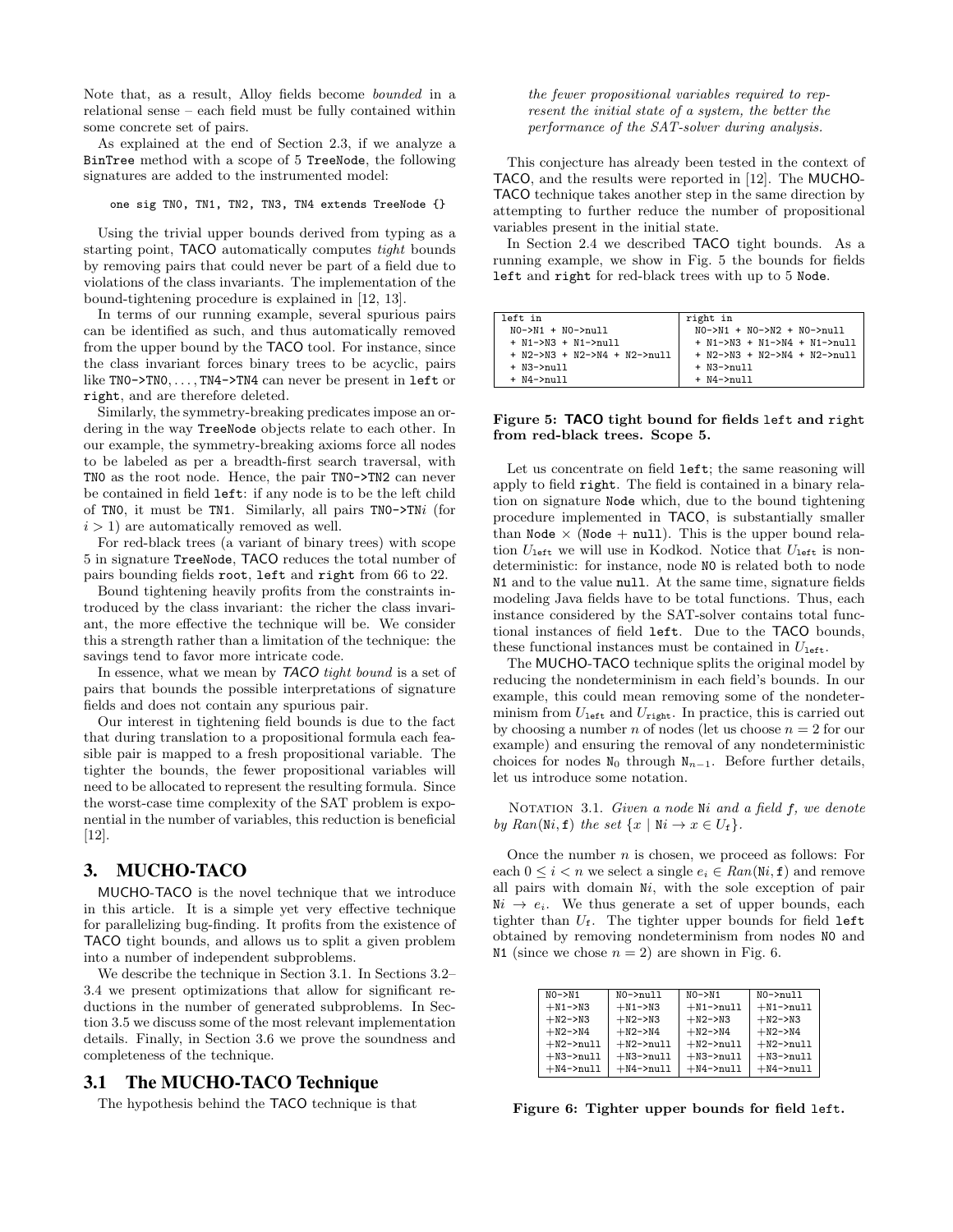Note that, as a result, Alloy fields become *bounded* in a relational sense – each field must be fully contained within some concrete set of pairs.

As explained at the end of Section 2.3, if we analyze a BinTree method with a scope of 5 TreeNode, the following signatures are added to the instrumented model:

```
one sig TN0, TN1, TN2, TN3, TN4 extends TreeNode {}
```

Using the trivial upper bounds derived from typing as a starting point, TACO automatically computes *tight* bounds by removing pairs that could never be part of a field due to violations of the class invariants. The implementation of the bound-tightening procedure is explained in [12, 13].

In terms of our running example, several spurious pairs can be identified as such, and thus automatically removed from the upper bound by the TACO tool. For instance, since the class invariant forces binary trees to be acyclic, pairs like TN0->TN0, ..., TN4->TN4 can never be present in left or right, and are therefore deleted.

Similarly, the symmetry-breaking predicates impose an ordering in the way TreeNode objects relate to each other. In our example, the symmetry-breaking axioms force all nodes to be labeled as per a breadth-first search traversal, with TN0 as the root node. Hence, the pair TN0->TN2 can never be contained in field left: if any node is to be the left child of TN0, it must be TN1. Similarly, all pairs TN0->TN$i$ (for $i > 1$) are automatically removed as well.

For red-black trees (a variant of binary trees) with scope 5 in signature TreeNode, TACO reduces the total number of pairs bounding fields root, left and right from 66 to 22.

Bound tightening heavily profits from the constraints introduced by the class invariant: the richer the class invariant, the more effective the technique will be. We consider this a strength rather than a limitation of the technique: the savings tend to favor more intricate code.

In essence, what we mean by *TACO tight bound* is a set of pairs that bounds the possible interpretations of signature fields and does not contain any spurious pair.

Our interest in tightening field bounds is due to the fact that during translation to a propositional formula each feasible pair is mapped to a fresh propositional variable. The tighter the bounds, the fewer propositional variables will need to be allocated to represent the resulting formula. Since the worst-case time complexity of the SAT problem is exponential in the number of variables, this reduction is beneficial [12].

# 3. MUCHO-TACO

MUCHO-TACO is the novel technique that we introduce in this article. It is a simple yet very effective technique for parallelizing bug-finding. It profits from the existence of TACO tight bounds, and allows us to split a given problem into a number of independent subproblems.

We describe the technique in Section 3.1. In Sections 3.2–3.4 we present optimizations that allow for significant reductions in the number of generated subproblems. In Section 3.5 we discuss some of the most relevant implementation details. Finally, in Section 3.6 we prove the soundness and completeness of the technique.

## 3.1 The MUCHO-TACO Technique

The hypothesis behind the TACO technique is that

> *the fewer propositional variables required to represent the initial state of a system, the better the performance of the SAT-solver during analysis.*

This conjecture has already been tested in the context of TACO, and the results were reported in [12]. The MUCHO-TACO technique takes another step in the same direction by attempting to further reduce the number of propositional variables present in the initial state.

In Section 2.4 we described TACO tight bounds. As a running example, we show in Fig. 5 the bounds for fields left and right for red-black trees with up to 5 Node.

| left in | right in |
|---|---|
| N0->N1 + N0->null<br>+ N1->N3 + N1->null<br>+ N2->N3 + N2->N4 + N2->null<br>+ N3->null<br>+ N4->null | N0->N1 + N0->N2 + N0->null<br>+ N1->N3 + N1->N4 + N1->null<br>+ N2->N3 + N2->N4 + N2->null<br>+ N3->null<br>+ N4->null |

**Figure 5: TACO tight bound for fields left and right from red-black trees. Scope 5.**

Let us concentrate on field left; the same reasoning will apply to field right. The field is contained in a binary relation on signature Node which, due to the bound tightening procedure implemented in TACO, is substantially smaller than Node × (Node + null). This is the upper bound relation $U_{\texttt{left}}$ we will use in Kodkod. Notice that $U_{\texttt{left}}$ is nondeterministic: for instance, node N0 is related both to node N1 and to the value null. At the same time, signature fields modeling Java fields have to be total functions. Thus, each instance considered by the SAT-solver contains total functional instances of field left. Due to the TACO bounds, these functional instances must be contained in $U_{\texttt{left}}$.

The MUCHO-TACO technique splits the original model by reducing the nondeterminism in each field's bounds. In our example, this could mean removing some of the nondeterminism from $U_{\texttt{left}}$ and $U_{\texttt{right}}$. In practice, this is carried out by choosing a number $n$ of nodes (let us choose $n = 2$ for our example) and ensuring the removal of any nondeterministic choices for nodes $\texttt{N}_0$ through $\texttt{N}_{n-1}$. Before further details, let us introduce some notation.

Notation 3.1. *Given a node* N$i$ *and a field* f*, we denote by* $Ran(\texttt{N}i, \texttt{f})$ *the set* $\{x \mid \texttt{N}i \to x \in U_{\texttt{f}}\}$.

Once the number $n$ is chosen, we proceed as follows: For each $0 \le i < n$ we select a single $e_i \in Ran(\texttt{N}i, \texttt{f})$ and remove all pairs with domain N$i$, with the sole exception of pair $\texttt{N}i \to e_i$. We thus generate a set of upper bounds, each tighter than $U_{\texttt{f}}$. The tighter upper bounds for field left obtained by removing nondeterminism from nodes N0 and N1 (since we chose $n = 2$) are shown in Fig. 6.

| N0->N1<br>+N1->N3<br>+N2->N3<br>+N2->N4<br>+N2->null<br>+N3->null<br>+N4->null | N0->null<br>+N1->N3<br>+N2->N3<br>+N2->N4<br>+N2->null<br>+N3->null<br>+N4->null | N0->N1<br>+N1->null<br>+N2->N3<br>+N2->N4<br>+N2->null<br>+N3->null<br>+N4->null | N0->null<br>+N1->null<br>+N2->N3<br>+N2->N4<br>+N2->null<br>+N3->null<br>+N4->null |
|---|---|---|---|

**Figure 6: Tighter upper bounds for field left.**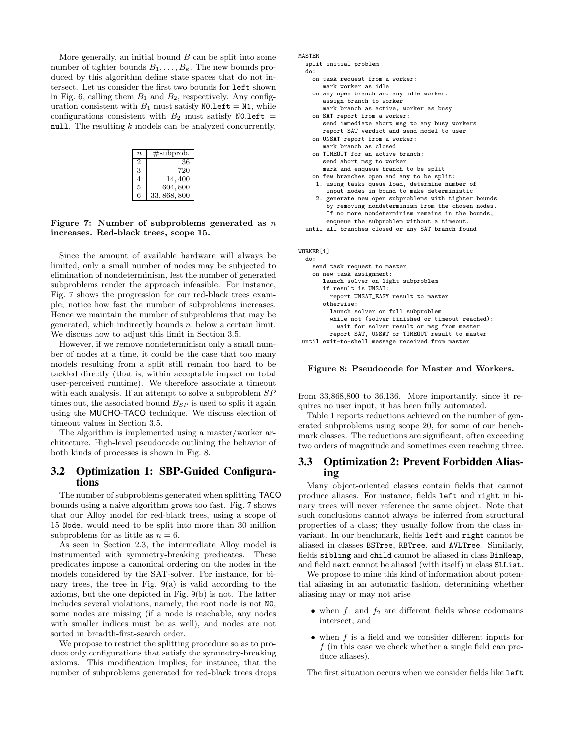More generally, an initial bound $B$ can be split into some number of tighter bounds $B_1, \ldots, B_k$. The new bounds produced by this algorithm define state spaces that do not intersect. Let us consider the first two bounds for `left` shown in Fig. 6, calling them $B_1$ and $B_2$, respectively. Any configuration consistent with $B_1$ must satisfy `N0.left = N1`, while configurations consistent with $B_2$ must satisfy `N0.left = null`. The resulting $k$ models can be analyzed concurrently.

| $n$ | #subprob. |
|---|---|
| 2 | 36 |
| 3 | 720 |
| 4 | 14,400 |
| 5 | 604,800 |
| 6 | 33,868,800 |

**Figure 7: Number of subproblems generated as $n$ increases. Red-black trees, scope 15.**

Since the amount of available hardware will always be limited, only a small number of nodes may be subjected to elimination of nondeterminism, lest the number of generated subproblems render the approach infeasible. For instance, Fig. 7 shows the progression for our red-black trees example; notice how fast the number of subproblems increases. Hence we maintain the number of subproblems that may be generated, which indirectly bounds $n$, below a certain limit. We discuss how to adjust this limit in Section 3.5.

However, if we remove nondeterminism only a small number of nodes at a time, it could be the case that too many models resulting from a split still remain too hard to be tackled directly (that is, within acceptable impact on total user-perceived runtime). We therefore associate a timeout with each analysis. If an attempt to solve a subproblem $SP$ times out, the associated bound $B_{SP}$ is used to split it again using the MUCHO-TACO technique. We discuss election of timeout values in Section 3.5.

The algorithm is implemented using a master/worker architecture. High-level pseudocode outlining the behavior of both kinds of processes is shown in Fig. 8.

```
MASTER
  split initial problem
  do:
    on task request from a worker:
       mark worker as idle
    on any open branch and any idle worker:
       assign branch to worker
       mark branch as active, worker as busy
    on SAT report from a worker:
       send immediate abort msg to any busy workers
       report SAT verdict and send model to user
    on UNSAT report from a worker:
       mark branch as closed
    on TIMEOUT for an active branch:
       send abort msg to worker
       mark and enqueue branch to be split
    on few branches open and any to be split:
     1. using tasks queue load, determine number of
        input nodes in bound to make deterministic
     2. generate new open subproblems with tighter bounds
        by removing nondeterminism from the chosen nodes.
        If no more nondeterminism remains in the bounds,
        enqueue the subproblem without a timeout.
  until all branches closed or any SAT branch found


WORKER[i]
  do:
    send task request to master
    on new task assignment:
       launch solver on light subproblem
       if result is UNSAT:
         report UNSAT_EASY result to master
       otherwise:
         launch solver on full subproblem
         while not (solver finished or timeout reached):
           wait for solver result or msg from master
         report SAT, UNSAT or TIMEOUT result to master
 until exit-to-shell message received from master
```

**Figure 8: Pseudocode for Master and Workers.**

## 3.2 Optimization 1: SBP-Guided Configurations

The number of subproblems generated when splitting TACO bounds using a naive algorithm grows too fast. Fig. 7 shows that our Alloy model for red-black trees, using a scope of 15 `Node`, would need to be split into more than 30 million subproblems for as little as $n = 6$.

As seen in Section 2.3, the intermediate Alloy model is instrumented with symmetry-breaking predicates. These predicates impose a canonical ordering on the nodes in the models considered by the SAT-solver. For instance, for binary trees, the tree in Fig. 9(a) is valid according to the axioms, but the one depicted in Fig. 9(b) is not. The latter includes several violations, namely, the root node is not `N0`, some nodes are missing (if a node is reachable, any nodes with smaller indices must be as well), and nodes are not sorted in breadth-first-search order.

We propose to restrict the splitting procedure so as to produce only configurations that satisfy the symmetry-breaking axioms. This modification implies, for instance, that the number of subproblems generated for red-black trees drops from 33,868,800 to 36,136. More importantly, since it requires no user input, it has been fully automated.

Table 1 reports reductions achieved on the number of generated subproblems using scope 20, for some of our benchmark classes. The reductions are significant, often exceeding two orders of magnitude and sometimes even reaching three.

## 3.3 Optimization 2: Prevent Forbidden Aliasing

Many object-oriented classes contain fields that cannot produce aliases. For instance, fields `left` and `right` in binary trees will never reference the same object. Note that such conclusions cannot always be inferred from structural properties of a class; they usually follow from the class invariant. In our benchmark, fields `left` and `right` cannot be aliased in classes `BSTree`, `RBTree`, and `AVLTree`. Similarly, fields `sibling` and `child` cannot be aliased in class `BinHeap`, and field `next` cannot be aliased (with itself) in class `SLList`.

We propose to mine this kind of information about potential aliasing in an automatic fashion, determining whether aliasing may or may not arise

- when $f_1$ and $f_2$ are different fields whose codomains intersect, and
- when $f$ is a field and we consider different inputs for $f$ (in this case we check whether a single field can produce aliases).

The first situation occurs when we consider fields like `left`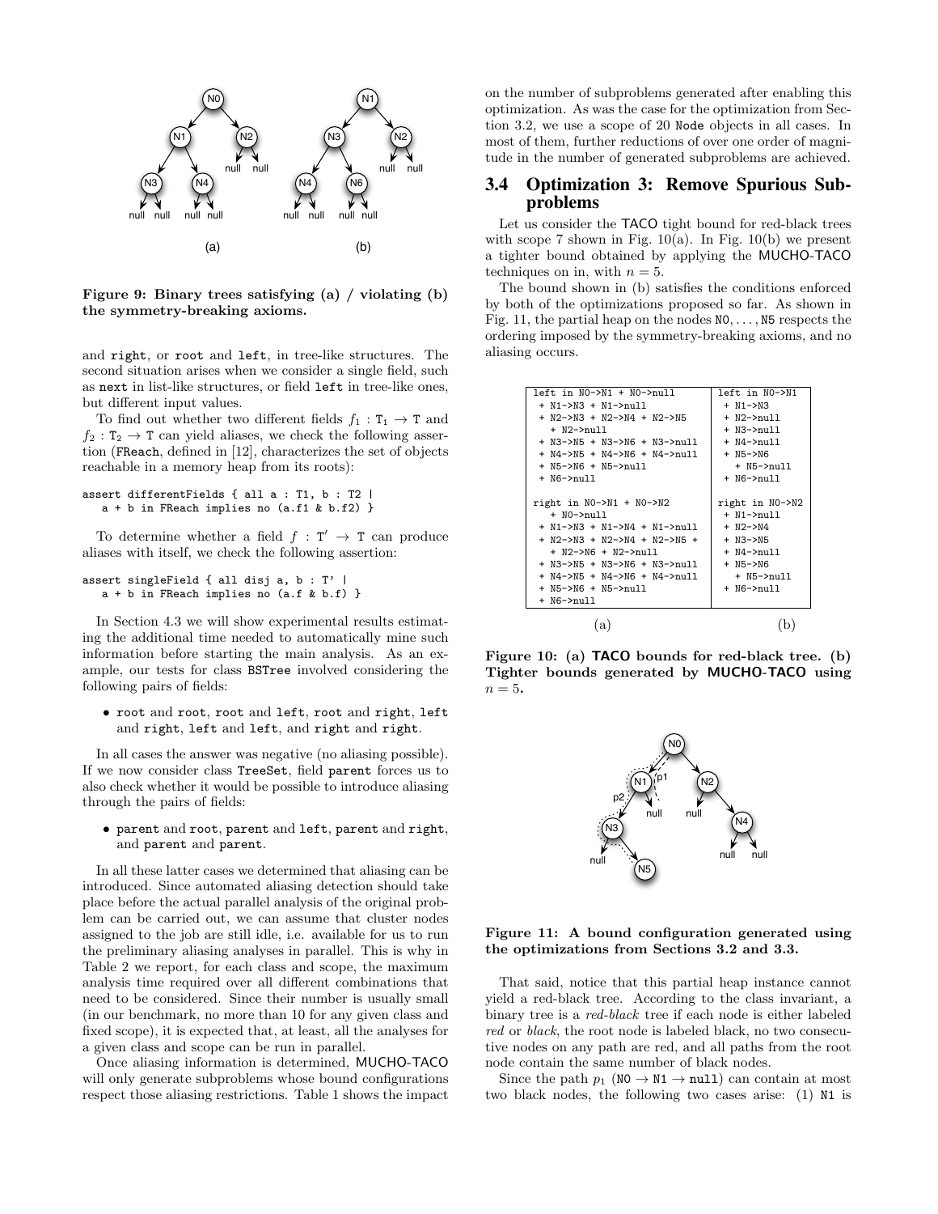Figure 9: Binary trees satisfying (a) / violating (b) the symmetry-breaking axioms.

and `right`, or `root` and `left`, in tree-like structures. The second situation arises when we consider a single field, such as `next` in list-like structures, or field `left` in tree-like ones, but different input values.

To find out whether two different fields $f_1 : \mathtt{T}_1 \rightarrow \mathtt{T}$ and $f_2 : \mathtt{T}_2 \rightarrow \mathtt{T}$ can yield aliases, we check the following assertion (FReach, defined in [12], characterizes the set of objects reachable in a memory heap from its roots):

```
assert differentFields { all a : T1, b : T2 |
   a + b in FReach implies no (a.f1 & b.f2) }
```

To determine whether a field $f : \mathtt{T}' \rightarrow \mathtt{T}$ can produce aliases with itself, we check the following assertion:

```
assert singleField { all disj a, b : T' |
   a + b in FReach implies no (a.f & b.f) }
```

In Section 4.3 we will show experimental results estimating the additional time needed to automatically mine such information before starting the main analysis. As an example, our tests for class `BSTree` involved considering the following pairs of fields:

- `root` and `root`, `root` and `left`, `root` and `right`, `left` and `right`, `left` and `left`, and `right` and `right`.

In all cases the answer was negative (no aliasing possible). If we now consider class `TreeSet`, field `parent` forces us to also check whether it would be possible to introduce aliasing through the pairs of fields:

- `parent` and `root`, `parent` and `left`, `parent` and `right`, and `parent` and `parent`.

In all these latter cases we determined that aliasing can be introduced. Since automated aliasing detection should take place before the actual parallel analysis of the original problem can be carried out, we can assume that cluster nodes assigned to the job are still idle, i.e. available for us to run the preliminary aliasing analyses in parallel. This is why in Table 2 we report, for each class and scope, the maximum analysis time required over all different combinations that need to be considered. Since their number is usually small (in our benchmark, no more than 10 for any given class and fixed scope), it is expected that, at least, all the analyses for a given class and scope can be run in parallel.

Once aliasing information is determined, MUCHO-TACO will only generate subproblems whose bound configurations respect those aliasing restrictions. Table 1 shows the impact on the number of subproblems generated after enabling this optimization. As was the case for the optimization from Section 3.2, we use a scope of 20 `Node` objects in all cases. In most of them, further reductions of over one order of magnitude in the number of generated subproblems are achieved.

## 3.4 Optimization 3: Remove Spurious Subproblems

Let us consider the TACO tight bound for red-black trees with scope 7 shown in Fig. 10(a). In Fig. 10(b) we present a tighter bound obtained by applying the MUCHO-TACO techniques on in, with $n = 5$.

The bound shown in (b) satisfies the conditions enforced by both of the optimizations proposed so far. As shown in Fig. 11, the partial heap on the nodes `N0`, ..., `N5` respects the ordering imposed by the symmetry-breaking axioms, and no aliasing occurs.

```
left in N0->N1 + N0->null               left in N0->N1
 + N1->N3 + N1->null                     + N1->N3
 + N2->N3 + N2->N4 + N2->N5              + N2->null
   + N2->null                            + N3->null
 + N3->N5 + N3->N6 + N3->null            + N4->null
 + N4->N5 + N4->N6 + N4->null            + N5->N6
 + N5->N6 + N5->null                       + N5->null
 + N6->null                              + N6->null

right in N0->N1 + N0->N2                right in N0->N2
   + N0->null                            + N1->null
 + N1->N3 + N1->N4 + N1->null            + N2->N4
 + N2->N3 + N2->N4 + N2->N5 +            + N3->N5
   + N2->N6 + N2->null                   + N4->null
 + N3->N5 + N3->N6 + N3->null            + N5->N6
 + N4->N5 + N4->N6 + N4->null              + N5->null
 + N5->N6 + N5->null                     + N6->null
 + N6->null

              (a)                                   (b)
```

Figure 10: (a) TACO bounds for red-black tree. (b) Tighter bounds generated by MUCHO-TACO using $n = 5$.

Figure 11: A bound configuration generated using the optimizations from Sections 3.2 and 3.3.

That said, notice that this partial heap instance cannot yield a red-black tree. According to the class invariant, a binary tree is a *red-black* tree if each node is either labeled *red* or *black*, the root node is labeled black, no two consecutive nodes on any path are red, and all paths from the root node contain the same number of black nodes.

Since the path $p_1$ (`N0` $\rightarrow$ `N1` $\rightarrow$ `null`) can contain at most two black nodes, the following two cases arise: (1) `N1` is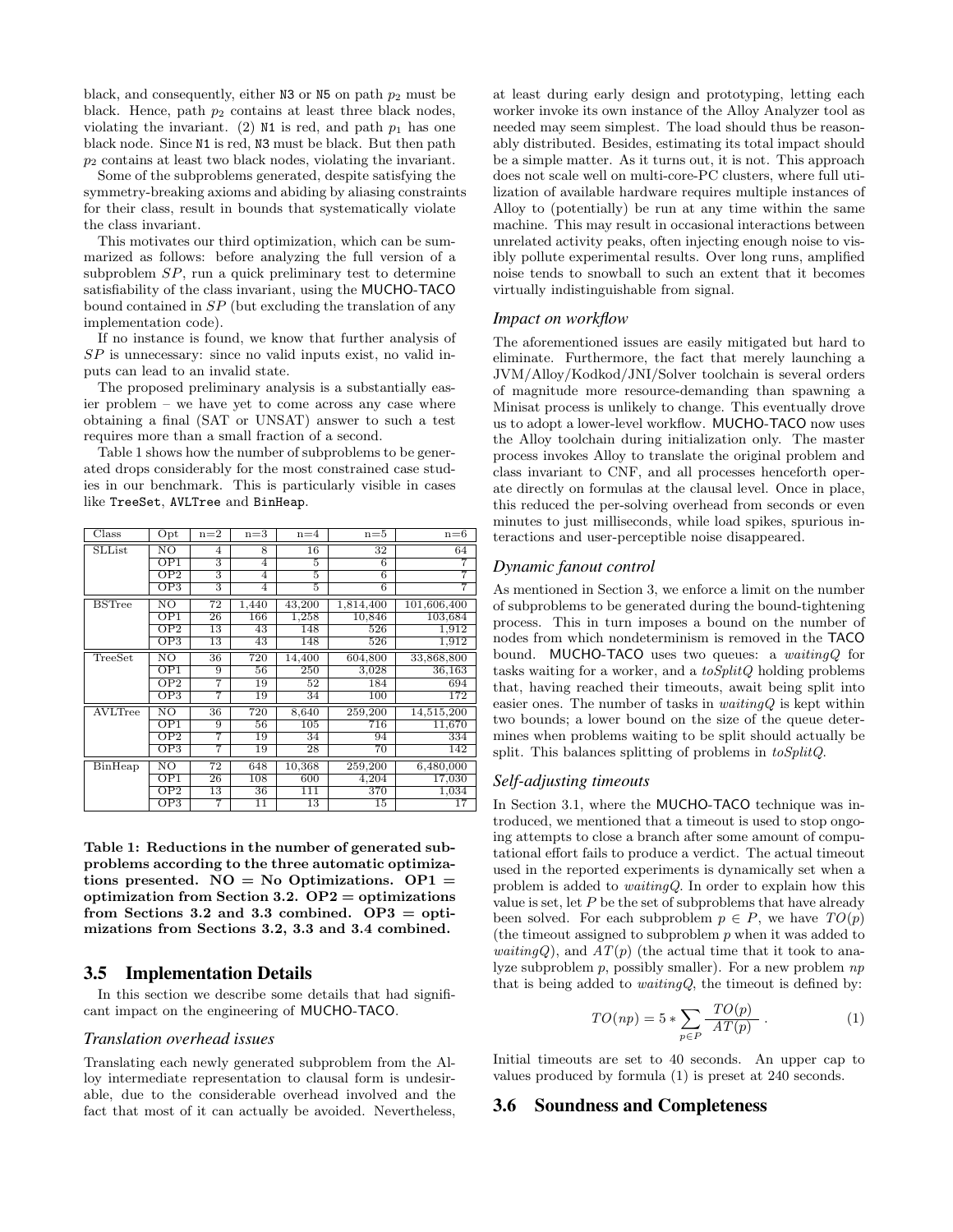black, and consequently, either N3 or N5 on path $p_2$ must be black. Hence, path $p_2$ contains at least three black nodes, violating the invariant. (2) N1 is red, and path $p_1$ has one black node. Since N1 is red, N3 must be black. But then path $p_2$ contains at least two black nodes, violating the invariant.

Some of the subproblems generated, despite satisfying the symmetry-breaking axioms and abiding by aliasing constraints for their class, result in bounds that systematically violate the class invariant.

This motivates our third optimization, which can be summarized as follows: before analyzing the full version of a subproblem $SP$, run a quick preliminary test to determine satisfiability of the class invariant, using the MUCHO-TACO bound contained in $SP$ (but excluding the translation of any implementation code).

If no instance is found, we know that further analysis of $SP$ is unnecessary: since no valid inputs exist, no valid inputs can lead to an invalid state.

The proposed preliminary analysis is a substantially easier problem – we have yet to come across any case where obtaining a final (SAT or UNSAT) answer to such a test requires more than a small fraction of a second.

Table 1 shows how the number of subproblems to be generated drops considerably for the most constrained case studies in our benchmark. This is particularly visible in cases like TreeSet, AVLTree and BinHeap.

| Class | Opt | n=2 | n=3 | n=4 | n=5 | n=6 |
|---|---|---|---|---|---|---|
| SLList | NO | 4 | 8 | 16 | 32 | 64 |
| | OP1 | 3 | 4 | 5 | 6 | 7 |
| | OP2 | 3 | 4 | 5 | 6 | 7 |
| | OP3 | 3 | 4 | 5 | 6 | 7 |
| BSTree | NO | 72 | 1,440 | 43,200 | 1,814,400 | 101,606,400 |
| | OP1 | 26 | 166 | 1,258 | 10,846 | 103,684 |
| | OP2 | 13 | 43 | 148 | 526 | 1,912 |
| | OP3 | 13 | 43 | 148 | 526 | 1,912 |
| TreeSet | NO | 36 | 720 | 14,400 | 604,800 | 33,868,800 |
| | OP1 | 9 | 56 | 250 | 3,028 | 36,163 |
| | OP2 | 7 | 19 | 52 | 184 | 694 |
| | OP3 | 7 | 19 | 34 | 100 | 172 |
| AVLTree | NO | 36 | 720 | 8,640 | 259,200 | 14,515,200 |
| | OP1 | 9 | 56 | 105 | 716 | 11,670 |
| | OP2 | 7 | 19 | 34 | 94 | 334 |
| | OP3 | 7 | 19 | 28 | 70 | 142 |
| BinHeap | NO | 72 | 648 | 10,368 | 259,200 | 6,480,000 |
| | OP1 | 26 | 108 | 600 | 4,204 | 17,030 |
| | OP2 | 13 | 36 | 111 | 370 | 1,034 |
| | OP3 | 7 | 11 | 13 | 15 | 17 |

**Table 1: Reductions in the number of generated subproblems according to the three automatic optimizations presented. NO = No Optimizations. OP1 = optimization from Section 3.2. OP2 = optimizations from Sections 3.2 and 3.3 combined. OP3 = optimizations from Sections 3.2, 3.3 and 3.4 combined.**

## 3.5 Implementation Details

In this section we describe some details that had significant impact on the engineering of MUCHO-TACO.

### *Translation overhead issues*

Translating each newly generated subproblem from the Alloy intermediate representation to clausal form is undesirable, due to the considerable overhead involved and the fact that most of it can actually be avoided. Nevertheless, at least during early design and prototyping, letting each worker invoke its own instance of the Alloy Analyzer tool as needed may seem simplest. The load should thus be reasonably distributed. Besides, estimating its total impact should be a simple matter. As it turns out, it is not. This approach does not scale well on multi-core-PC clusters, where full utilization of available hardware requires multiple instances of Alloy to (potentially) be run at any time within the same machine. This may result in occasional interactions between unrelated activity peaks, often injecting enough noise to visibly pollute experimental results. Over long runs, amplified noise tends to snowball to such an extent that it becomes virtually indistinguishable from signal.

### *Impact on workflow*

The aforementioned issues are easily mitigated but hard to eliminate. Furthermore, the fact that merely launching a JVM/Alloy/Kodkod/JNI/Solver toolchain is several orders of magnitude more resource-demanding than spawning a Minisat process is unlikely to change. This eventually drove us to adopt a lower-level workflow. MUCHO-TACO now uses the Alloy toolchain during initialization only. The master process invokes Alloy to translate the original problem and class invariant to CNF, and all processes henceforth operate directly on formulas at the clausal level. Once in place, this reduced the per-solving overhead from seconds or even minutes to just milliseconds, while load spikes, spurious interactions and user-perceptible noise disappeared.

### *Dynamic fanout control*

As mentioned in Section 3, we enforce a limit on the number of subproblems to be generated during the bound-tightening process. This in turn imposes a bound on the number of nodes from which nondeterminism is removed in the TACO bound. MUCHO-TACO uses two queues: a *waitingQ* for tasks waiting for a worker, and a *toSplitQ* holding problems that, having reached their timeouts, await being split into easier ones. The number of tasks in *waitingQ* is kept within two bounds; a lower bound on the size of the queue determines when problems waiting to be split should actually be split. This balances splitting of problems in *toSplitQ*.

### *Self-adjusting timeouts*

In Section 3.1, where the MUCHO-TACO technique was introduced, we mentioned that a timeout is used to stop ongoing attempts to close a branch after some amount of computational effort fails to produce a verdict. The actual timeout used in the reported experiments is dynamically set when a problem is added to *waitingQ*. In order to explain how this value is set, let $P$ be the set of subproblems that have already been solved. For each subproblem $p \in P$, we have $TO(p)$ (the timeout assigned to subproblem $p$ when it was added to *waitingQ*), and $AT(p)$ (the actual time that it took to analyze subproblem $p$, possibly smaller). For a new problem $np$ that is being added to *waitingQ*, the timeout is defined by:

$$TO(np) = 5 * \sum_{p \in P} \frac{TO(p)}{AT(p)} \ . \qquad (1)$$

Initial timeouts are set to 40 seconds. An upper cap to values produced by formula (1) is preset at 240 seconds.

## 3.6 Soundness and Completeness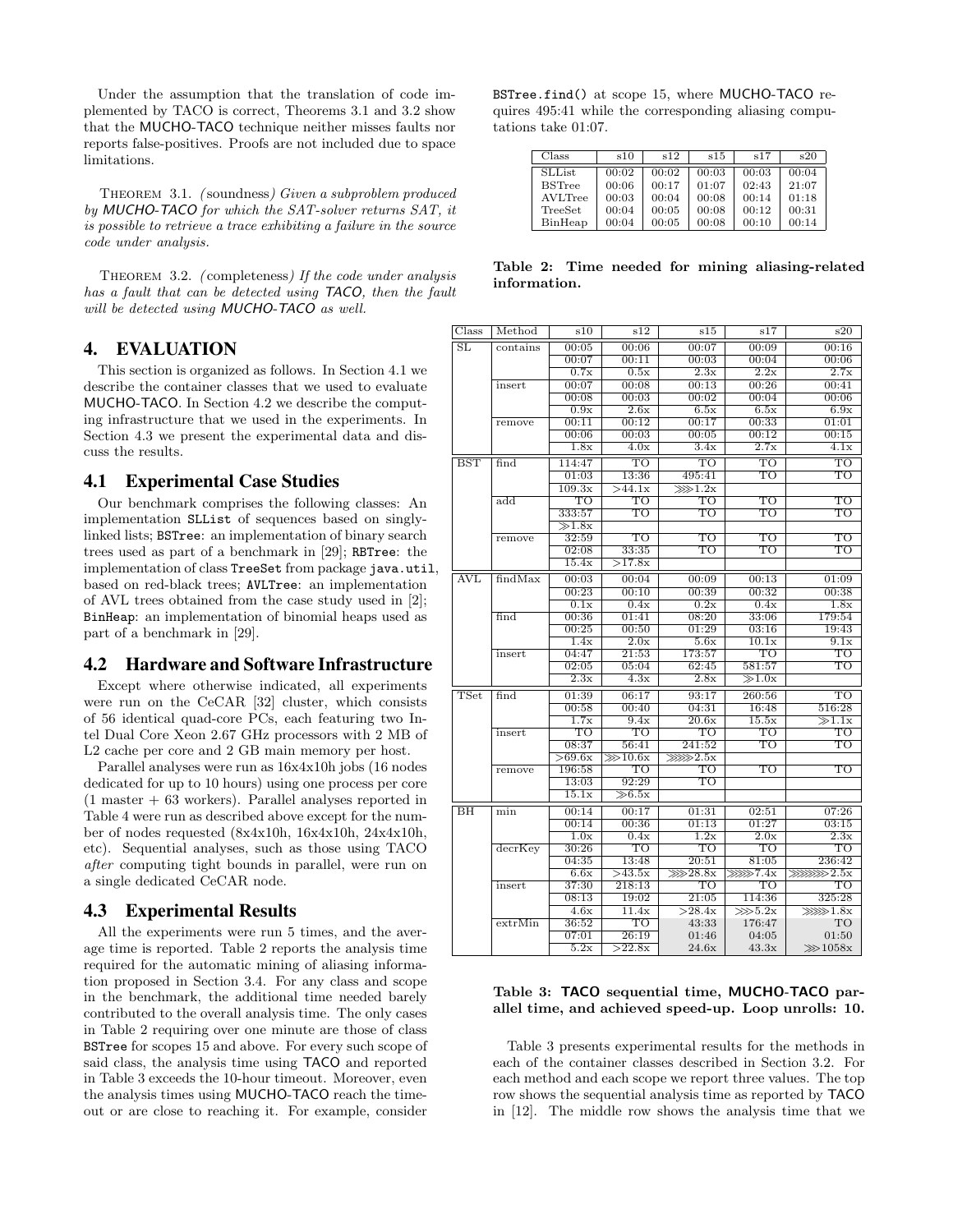Under the assumption that the translation of code implemented by TACO is correct, Theorems 3.1 and 3.2 show that the MUCHO-TACO technique neither misses faults nor reports false-positives. Proofs are not included due to space limitations.

THEOREM 3.1. *(soundness) Given a subproblem produced by MUCHO-TACO for which the SAT-solver returns SAT, it is possible to retrieve a trace exhibiting a failure in the source code under analysis.*

THEOREM 3.2. *(completeness) If the code under analysis has a fault that can be detected using TACO, then the fault will be detected using MUCHO-TACO as well.*

# 4. EVALUATION

This section is organized as follows. In Section 4.1 we describe the container classes that we used to evaluate MUCHO-TACO. In Section 4.2 we describe the computing infrastructure that we used in the experiments. In Section 4.3 we present the experimental data and discuss the results.

## 4.1 Experimental Case Studies

Our benchmark comprises the following classes: An implementation `SLList` of sequences based on singly-linked lists; `BSTree`: an implementation of binary search trees used as part of a benchmark in [29]; `RBTree`: the implementation of class `TreeSet` from package `java.util`, based on red-black trees; `AVLTree`: an implementation of AVL trees obtained from the case study used in [2]; `BinHeap`: an implementation of binomial heaps used as part of a benchmark in [29].

## 4.2 Hardware and Software Infrastructure

Except where otherwise indicated, all experiments were run on the CeCAR [32] cluster, which consists of 56 identical quad-core PCs, each featuring two Intel Dual Core Xeon 2.67 GHz processors with 2 MB of L2 cache per core and 2 GB main memory per host.

Parallel analyses were run as 16x4x10h jobs (16 nodes dedicated for up to 10 hours) using one process per core (1 master + 63 workers). Parallel analyses reported in Table 4 were run as described above except for the number of nodes requested (8x4x10h, 16x4x10h, 24x4x10h, etc). Sequential analyses, such as those using TACO *after* computing tight bounds in parallel, were run on a single dedicated CeCAR node.

## 4.3 Experimental Results

All the experiments were run 5 times, and the average time is reported. Table 2 reports the analysis time required for the automatic mining of aliasing information proposed in Section 3.4. For any class and scope in the benchmark, the additional time needed barely contributed to the overall analysis time. The only cases in Table 2 requiring over one minute are those of class `BSTree` for scopes 15 and above. For every such scope of said class, the analysis time using TACO and reported in Table 3 exceeds the 10-hour timeout. Moreover, even the analysis times using MUCHO-TACO reach the timeout or are close to reaching it. For example, consider `BSTree.find()` at scope 15, where MUCHO-TACO requires 495:41 while the corresponding aliasing computations take 01:07.

| Class | s10 | s12 | s15 | s17 | s20 |
|---|---|---|---|---|---|
| SLList | 00:02 | 00:02 | 00:03 | 00:03 | 00:04 |
| BSTree | 00:06 | 00:17 | 01:07 | 02:43 | 21:07 |
| AVLTree | 00:03 | 00:04 | 00:08 | 00:14 | 01:18 |
| TreeSet | 00:04 | 00:05 | 00:08 | 00:12 | 00:31 |
| BinHeap | 00:04 | 00:05 | 00:08 | 00:10 | 00:14 |

**Table 2: Time needed for mining aliasing-related information.**

| Class | Method | s10 | s12 | s15 | s17 | s20 |
|---|---|---|---|---|---|---|
| SL | contains | 00:05 | 00:06 | 00:07 | 00:09 | 00:16 |
| | | 00:07 | 00:11 | 00:03 | 00:04 | 00:06 |
| | | 0.7x | 0.5x | 2.3x | 2.2x | 2.7x |
| | insert | 00:07 | 00:08 | 00:13 | 00:26 | 00:41 |
| | | 00:08 | 00:03 | 00:02 | 00:04 | 00:06 |
| | | 0.9x | 2.6x | 6.5x | 6.5x | 6.9x |
| | remove | 00:11 | 00:12 | 00:17 | 00:33 | 01:01 |
| | | 00:06 | 00:03 | 00:05 | 00:12 | 00:15 |
| | | 1.8x | 4.0x | 3.4x | 2.7x | 4.1x |
| BST | find | 114:47 | TO | TO | TO | TO |
| | | 01:03 | 13:36 | 495:41 | TO | TO |
| | | 109.3x | >44.1x | ⋙1.2x | | |
| | add | TO | TO | TO | TO | TO |
| | | 333:57 | TO | TO | TO | TO |
| | | ≫1.8x | | | | |
| | remove | 32:59 | TO | TO | TO | TO |
| | | 02:08 | 33:35 | TO | TO | TO |
| | | 15.4x | >17.8x | | | |
| AVL | findMax | 00:03 | 00:04 | 00:09 | 00:13 | 01:09 |
| | | 00:23 | 00:10 | 00:39 | 00:32 | 00:38 |
| | | 0.1x | 0.4x | 0.2x | 0.4x | 1.8x |
| | find | 00:36 | 01:41 | 08:20 | 33:06 | 179:54 |
| | | 00:25 | 00:50 | 01:29 | 03:16 | 19:43 |
| | | 1.4x | 2.0x | 5.6x | 10.1x | 9.1x |
| | insert | 04:47 | 21:53 | 173:57 | TO | TO |
| | | 02:05 | 05:04 | 62:45 | 581:57 | TO |
| | | 2.3x | 4.3x | 2.8x | ≫1.0x | |
| TSet | find | 01:39 | 06:17 | 93:17 | 260:56 | TO |
| | | 00:58 | 00:40 | 04:31 | 16:48 | 516:28 |
| | | 1.7x | 9.4x | 20.6x | 15.5x | ≫1.1x |
| | insert | TO | TO | TO | TO | TO |
| | | 08:37 | 56:41 | 241:52 | TO | TO |
| | | >69.6x | ≫10.6x | ⋙⋙2.5x | | |
| | remove | 196:58 | TO | TO | TO | TO |
| | | 13:03 | 92:29 | TO | | |
| | | 15.1x | ≫6.5x | | | |
| BH | min | 00:14 | 00:17 | 01:31 | 02:51 | 07:26 |
| | | 00:14 | 00:36 | 01:13 | 01:27 | 03:15 |
| | | 1.0x | 0.4x | 1.2x | 2.0x | 2.3x |
| | decrKey | 30:26 | TO | TO | TO | TO |
| | | 04:35 | 13:48 | 20:51 | 81:05 | 236:42 |
| | | 6.6x | >43.5x | ⋙28.8x | ⋙⋙7.4x | ⋙⋙⋙2.5x |
| | insert | 37:30 | 218:13 | TO | TO | TO |
| | | 08:13 | 19:02 | 21:05 | 114:36 | 325:28 |
| | | 4.6x | 11.4x | >28.4x | ⋙5.2x | ⋙⋙1.8x |
| | extrMin | 36:52 | TO | 43:33 | 176:47 | TO |
| | | 07:01 | 26:19 | 01:46 | 04:05 | 01:50 |
| | | 5.2x | >22.8x | 24.6x | 43.3x | ⋙1058x |

**Table 3: TACO sequential time, MUCHO-TACO parallel time, and achieved speed-up. Loop unrolls: 10.**

Table 3 presents experimental results for the methods in each of the container classes described in Section 3.2. For each method and each scope we report three values. The top row shows the sequential analysis time as reported by TACO in [12]. The middle row shows the analysis time that we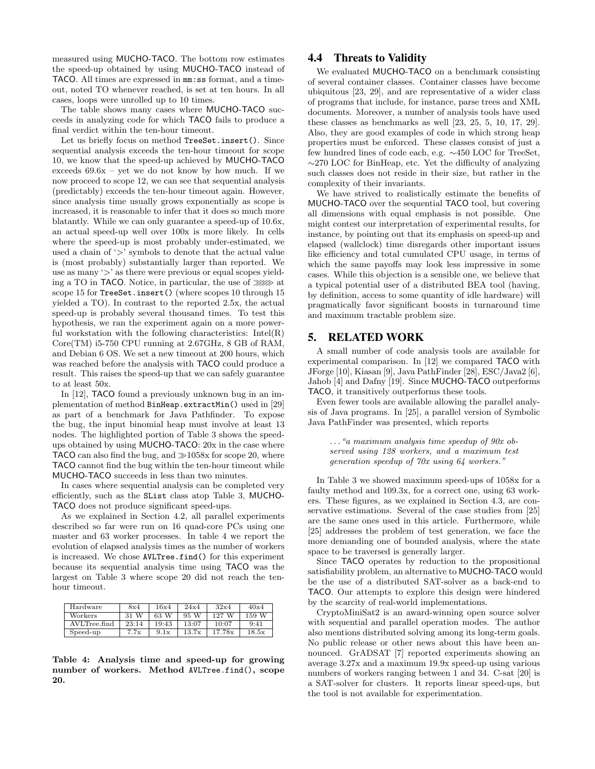measured using MUCHO-TACO. The bottom row estimates the speed-up obtained by using MUCHO-TACO instead of TACO. All times are expressed in mm:ss format, and a timeout, noted TO whenever reached, is set at ten hours. In all cases, loops were unrolled up to 10 times.

The table shows many cases where MUCHO-TACO succeeds in analyzing code for which TACO fails to produce a final verdict within the ten-hour timeout.

Let us briefly focus on method `TreeSet.insert()`. Since sequential analysis exceeds the ten-hour timeout for scope 10, we know that the speed-up achieved by MUCHO-TACO exceeds 69.6x – yet we do not know by how much. If we now proceed to scope 12, we can see that sequential analysis (predictably) exceeds the ten-hour timeout again. However, since analysis time usually grows exponentially as scope is increased, it is reasonable to infer that it does so much more blatantly. While we can only guarantee a speed-up of 10.6x, an actual speed-up well over 100x is more likely. In cells where the speed-up is most probably under-estimated, we used a chain of '>' symbols to denote that the actual value is (most probably) substantially larger than reported. We use as many '>' as there were previous or equal scopes yielding a TO in TACO. Notice, in particular, the use of $\ggg\gg$ at scope 15 for `TreeSet.insert()` (where scopes 10 through 15 yielded a TO). In contrast to the reported 2.5x, the actual speed-up is probably several thousand times. To test this hypothesis, we ran the experiment again on a more powerful workstation with the following characteristics: Intel(R) Core(TM) i5-750 CPU running at 2.67GHz, 8 GB of RAM, and Debian 6 OS. We set a new timeout at 200 hours, which was reached before the analysis with TACO could produce a result. This raises the speed-up that we can safely guarantee to at least 50x.

In [12], TACO found a previously unknown bug in an implementation of method `BinHeap.extractMin()` used in [29] as part of a benchmark for Java Pathfinder. To expose the bug, the input binomial heap must involve at least 13 nodes. The highlighted portion of Table 3 shows the speed-ups obtained by using MUCHO-TACO: 20x in the case where TACO can also find the bug, and $\gg$1058x for scope 20, where TACO cannot find the bug within the ten-hour timeout while MUCHO-TACO succeeds in less than two minutes.

In cases where sequential analysis can be completed very efficiently, such as the `SList` class atop Table 3, MUCHO-TACO does not produce significant speed-ups.

As we explained in Section 4.2, all parallel experiments described so far were run on 16 quad-core PCs using one master and 63 worker processes. In table 4 we report the evolution of elapsed analysis times as the number of workers is increased. We chose `AVLTree.find()` for this experiment because its sequential analysis time using TACO was the largest on Table 3 where scope 20 did not reach the ten-hour timeout.

| Hardware | 8x4 | 16x4 | 24x4 | 32x4 | 40x4 |
|---|---|---|---|---|---|
| Workers | 31 W | 63 W | 95 W | 127 W | 159 W |
| AVLTree.find | 23:14 | 19:43 | 13:07 | 10:07 | 9:41 |
| Speed-up | 7.7x | 9.1x | 13.7x | 17.78x | 18.5x |

**Table 4: Analysis time and speed-up for growing number of workers. Method `AVLTree.find()`, scope 20.**

## 4.4 Threats to Validity

We evaluated MUCHO-TACO on a benchmark consisting of several container classes. Container classes have become ubiquitous [23, 29], and are representative of a wider class of programs that include, for instance, parse trees and XML documents. Moreover, a number of analysis tools have used these classes as benchmarks as well [23, 25, 5, 10, 17, 29]. Also, they are good examples of code in which strong heap properties must be enforced. These classes consist of just a few hundred lines of code each, e.g. ∼450 LOC for TreeSet, ∼270 LOC for BinHeap, etc. Yet the difficulty of analyzing such classes does not reside in their size, but rather in the complexity of their invariants.

We have strived to realistically estimate the benefits of MUCHO-TACO over the sequential TACO tool, but covering all dimensions with equal emphasis is not possible. One might contest our interpretation of experimental results, for instance, by pointing out that its emphasis on speed-up and elapsed (wallclock) time disregards other important issues like efficiency and total cumulated CPU usage, in terms of which the same payoffs may look less impressive in some cases. While this objection is a sensible one, we believe that a typical potential user of a distributed BEA tool (having, by definition, access to some quantity of idle hardware) will pragmatically favor significant boosts in turnaround time and maximum tractable problem size.

# 5. RELATED WORK

A small number of code analysis tools are available for experimental comparison. In [12] we compared TACO with JForge [10], Kiasan [9], Java PathFinder [28], ESC/Java2 [6], Jahob [4] and Dafny [19]. Since MUCHO-TACO outperforms TACO, it transitively outperforms these tools.

Even fewer tools are available allowing the parallel analysis of Java programs. In [25], a parallel version of Symbolic Java PathFinder was presented, which reports

> ...*"a maximum analysis time speedup of 90x observed using 128 workers, and a maximum test generation speedup of 70x using 64 workers."*

In Table 3 we showed maximum speed-ups of 1058x for a faulty method and 109.3x, for a correct one, using 63 workers. These figures, as we explained in Section 4.3, are conservative estimations. Several of the case studies from [25] are the same ones used in this article. Furthermore, while [25] addresses the problem of test generation, we face the more demanding one of bounded analysis, where the state space to be traversed is generally larger.

Since TACO operates by reduction to the propositional satisfiability problem, an alternative to MUCHO-TACO would be the use of a distributed SAT-solver as a back-end to TACO. Our attempts to explore this design were hindered by the scarcity of real-world implementations.

CryptoMiniSat2 is an award-winning open source solver with sequential and parallel operation modes. The author also mentions distributed solving among its long-term goals. No public release or other news about this have been announced. GrADSAT [7] reported experiments showing an average 3.27x and a maximum 19.9x speed-up using various numbers of workers ranging between 1 and 34. C-sat [20] is a SAT-solver for clusters. It reports linear speed-ups, but the tool is not available for experimentation.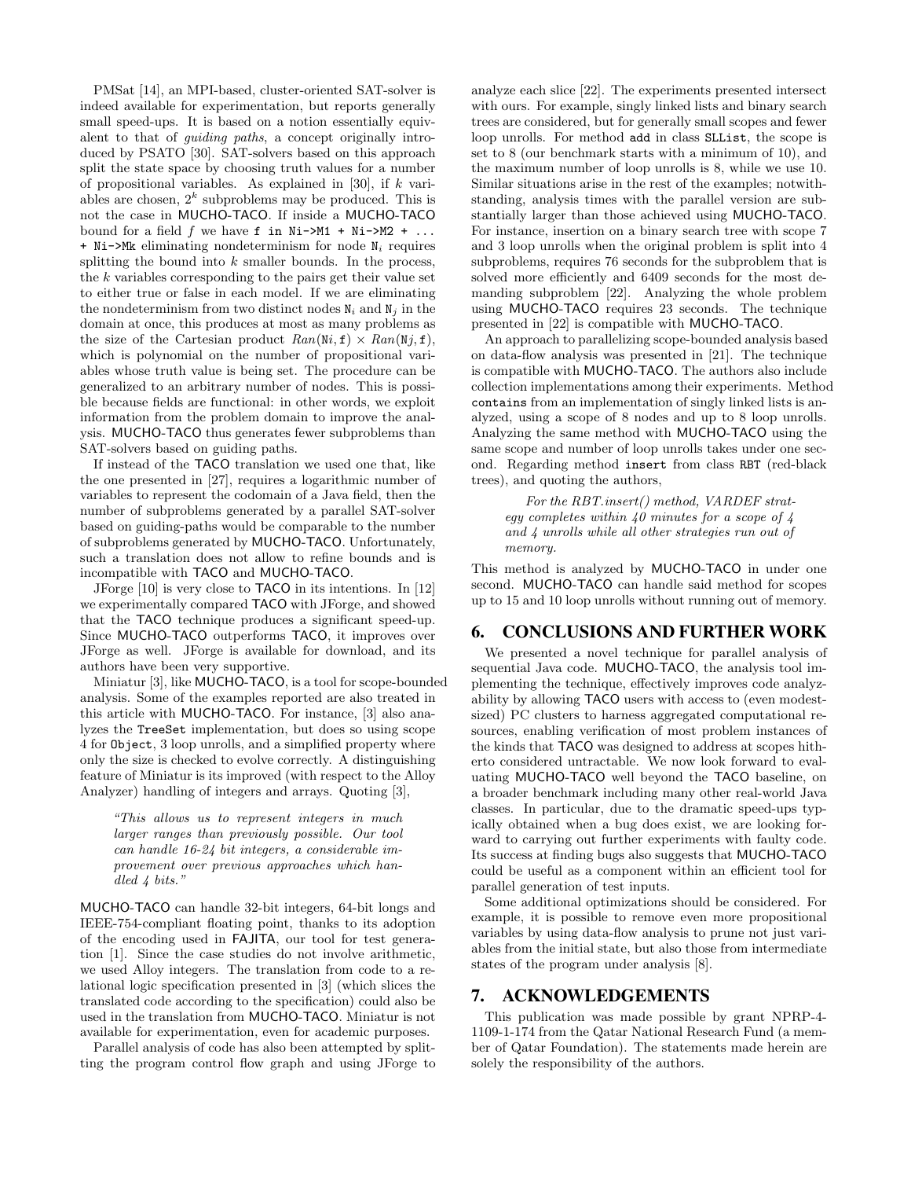PMSat [14], an MPI-based, cluster-oriented SAT-solver is indeed available for experimentation, but reports generally small speed-ups. It is based on a notion essentially equivalent to that of *guiding paths*, a concept originally introduced by PSATO [30]. SAT-solvers based on this approach split the state space by choosing truth values for a number of propositional variables. As explained in [30], if $k$ variables are chosen, $2^k$ subproblems may be produced. This is not the case in MUCHO-TACO. If inside a MUCHO-TACO bound for a field $f$ we have `f in Ni->M1 + Ni->M2 + ... + Ni->Mk` eliminating nondeterminism for node `N`$_i$ requires splitting the bound into $k$ smaller bounds. In the process, the $k$ variables corresponding to the pairs get their value set to either true or false in each model. If we are eliminating the nondeterminism from two distinct nodes `N`$_i$ and `N`$_j$ in the domain at once, this produces at most as many problems as the size of the Cartesian product $Ran(\texttt{Ni}, \texttt{f}) \times Ran(\texttt{Nj}, \texttt{f})$, which is polynomial on the number of propositional variables whose truth value is being set. The procedure can be generalized to an arbitrary number of nodes. This is possible because fields are functional: in other words, we exploit information from the problem domain to improve the analysis. MUCHO-TACO thus generates fewer subproblems than SAT-solvers based on guiding paths.

If instead of the TACO translation we used one that, like the one presented in [27], requires a logarithmic number of variables to represent the codomain of a Java field, then the number of subproblems generated by a parallel SAT-solver based on guiding-paths would be comparable to the number of subproblems generated by MUCHO-TACO. Unfortunately, such a translation does not allow to refine bounds and is incompatible with TACO and MUCHO-TACO.

JForge [10] is very close to TACO in its intentions. In [12] we experimentally compared TACO with JForge, and showed that the TACO technique produces a significant speed-up. Since MUCHO-TACO outperforms TACO, it improves over JForge as well. JForge is available for download, and its authors have been very supportive.

Miniatur [3], like MUCHO-TACO, is a tool for scope-bounded analysis. Some of the examples reported are also treated in this article with MUCHO-TACO. For instance, [3] also analyzes the `TreeSet` implementation, but does so using scope 4 for `Object`, 3 loop unrolls, and a simplified property where only the size is checked to evolve correctly. A distinguishing feature of Miniatur is its improved (with respect to the Alloy Analyzer) handling of integers and arrays. Quoting [3],

> *"This allows us to represent integers in much larger ranges than previously possible. Our tool can handle 16-24 bit integers, a considerable improvement over previous approaches which handled 4 bits."*

MUCHO-TACO can handle 32-bit integers, 64-bit longs and IEEE-754-compliant floating point, thanks to its adoption of the encoding used in FAJITA, our tool for test generation [1]. Since the case studies do not involve arithmetic, we used Alloy integers. The translation from code to a relational logic specification presented in [3] (which slices the translated code according to the specification) could also be used in the translation from MUCHO-TACO. Miniatur is not available for experimentation, even for academic purposes.

Parallel analysis of code has also been attempted by splitting the program control flow graph and using JForge to analyze each slice [22]. The experiments presented intersect with ours. For example, singly linked lists and binary search trees are considered, but for generally small scopes and fewer loop unrolls. For method `add` in class `SLList`, the scope is set to 8 (our benchmark starts with a minimum of 10), and the maximum number of loop unrolls is 8, while we use 10. Similar situations arise in the rest of the examples; notwithstanding, analysis times with the parallel version are substantially larger than those achieved using MUCHO-TACO. For instance, insertion on a binary search tree with scope 7 and 3 loop unrolls when the original problem is split into 4 subproblems, requires 76 seconds for the subproblem that is solved more efficiently and 6409 seconds for the most demanding subproblem [22]. Analyzing the whole problem using MUCHO-TACO requires 23 seconds. The technique presented in [22] is compatible with MUCHO-TACO.

An approach to parallelizing scope-bounded analysis based on data-flow analysis was presented in [21]. The technique is compatible with MUCHO-TACO. The authors also include collection implementations among their experiments. Method `contains` from an implementation of singly linked lists is analyzed, using a scope of 8 nodes and up to 8 loop unrolls. Analyzing the same method with MUCHO-TACO using the same scope and number of loop unrolls takes under one second. Regarding method `insert` from class `RBT` (red-black trees), and quoting the authors,

> *For the RBT.insert() method, VARDEF strategy completes within 40 minutes for a scope of 4 and 4 unrolls while all other strategies run out of memory.*

This method is analyzed by MUCHO-TACO in under one second. MUCHO-TACO can handle said method for scopes up to 15 and 10 loop unrolls without running out of memory.

## 6. CONCLUSIONS AND FURTHER WORK

We presented a novel technique for parallel analysis of sequential Java code. MUCHO-TACO, the analysis tool implementing the technique, effectively improves code analyzability by allowing TACO users with access to (even modest-sized) PC clusters to harness aggregated computational resources, enabling verification of most problem instances of the kinds that TACO was designed to address at scopes hitherto considered untractable. We now look forward to evaluating MUCHO-TACO well beyond the TACO baseline, on a broader benchmark including many other real-world Java classes. In particular, due to the dramatic speed-ups typically obtained when a bug does exist, we are looking forward to carrying out further experiments with faulty code. Its success at finding bugs also suggests that MUCHO-TACO could be useful as a component within an efficient tool for parallel generation of test inputs.

Some additional optimizations should be considered. For example, it is possible to remove even more propositional variables by using data-flow analysis to prune not just variables from the initial state, but also those from intermediate states of the program under analysis [8].

## 7. ACKNOWLEDGEMENTS

This publication was made possible by grant NPRP-4-1109-1-174 from the Qatar National Research Fund (a member of Qatar Foundation). The statements made herein are solely the responsibility of the authors.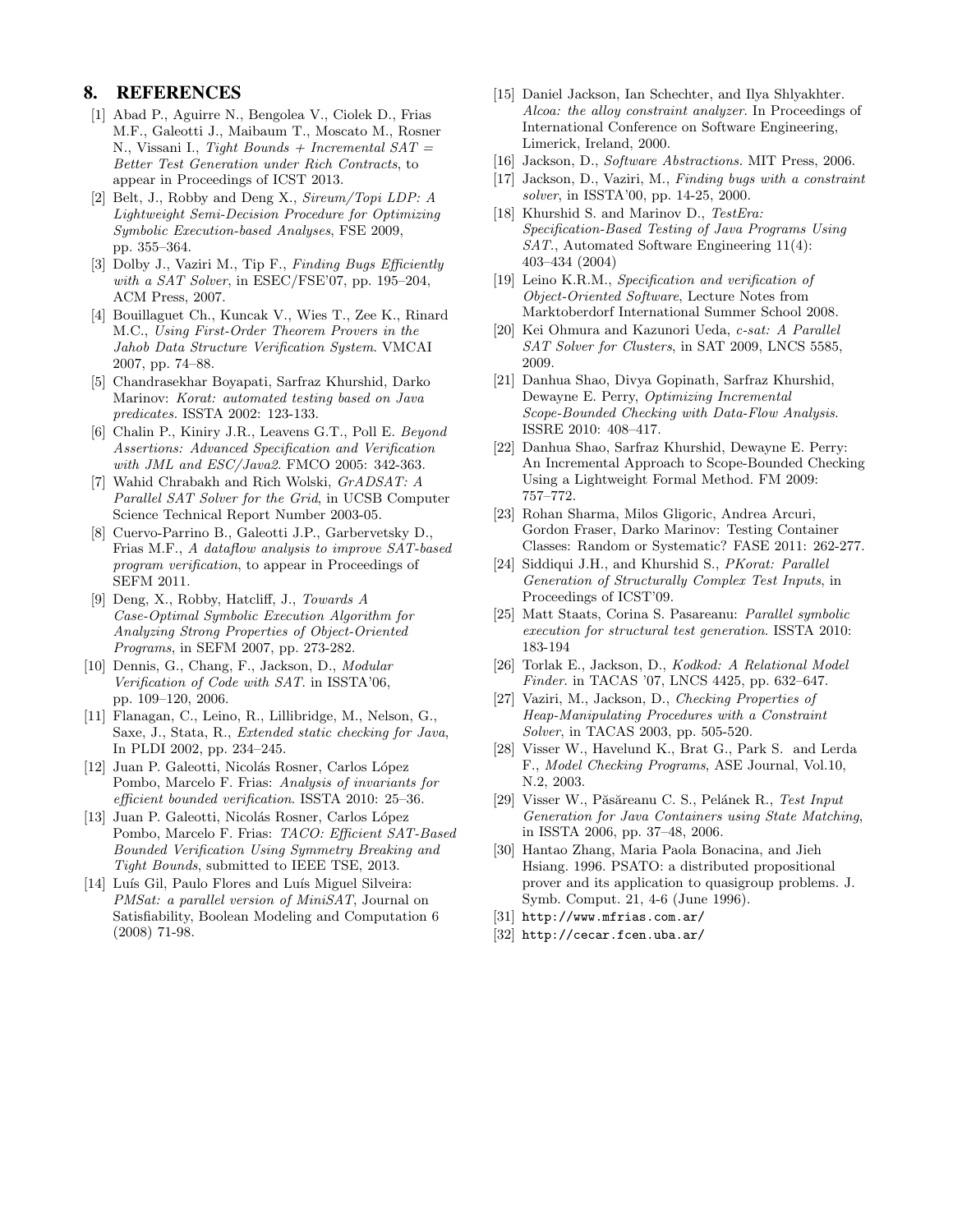## 8. REFERENCES

[1] Abad P., Aguirre N., Bengolea V., Ciolek D., Frias M.F., Galeotti J., Maibaum T., Moscato M., Rosner N., Vissani I., *Tight Bounds + Incremental SAT = Better Test Generation under Rich Contracts*, to appear in Proceedings of ICST 2013.

[2] Belt, J., Robby and Deng X., *Sireum/Topi LDP: A Lightweight Semi-Decision Procedure for Optimizing Symbolic Execution-based Analyses*, FSE 2009, pp. 355–364.

[3] Dolby J., Vaziri M., Tip F., *Finding Bugs Efficiently with a SAT Solver*, in ESEC/FSE'07, pp. 195–204, ACM Press, 2007.

[4] Bouillaguet Ch., Kuncak V., Wies T., Zee K., Rinard M.C., *Using First-Order Theorem Provers in the Jahob Data Structure Verification System*. VMCAI 2007, pp. 74–88.

[5] Chandrasekhar Boyapati, Sarfraz Khurshid, Darko Marinov: *Korat: automated testing based on Java predicates.* ISSTA 2002: 123-133.

[6] Chalin P., Kiniry J.R., Leavens G.T., Poll E. *Beyond Assertions: Advanced Specification and Verification with JML and ESC/Java2.* FMCO 2005: 342-363.

[7] Wahid Chrabakh and Rich Wolski, *GrADSAT: A Parallel SAT Solver for the Grid*, in UCSB Computer Science Technical Report Number 2003-05.

[8] Cuervo-Parrino B., Galeotti J.P., Garbervetsky D., Frias M.F., *A dataflow analysis to improve SAT-based program verification*, to appear in Proceedings of SEFM 2011.

[9] Deng, X., Robby, Hatcliff, J., *Towards A Case-Optimal Symbolic Execution Algorithm for Analyzing Strong Properties of Object-Oriented Programs*, in SEFM 2007, pp. 273-282.

[10] Dennis, G., Chang, F., Jackson, D., *Modular Verification of Code with SAT*. in ISSTA'06, pp. 109–120, 2006.

[11] Flanagan, C., Leino, R., Lillibridge, M., Nelson, G., Saxe, J., Stata, R., *Extended static checking for Java*, In PLDI 2002, pp. 234–245.

[12] Juan P. Galeotti, Nicolás Rosner, Carlos López Pombo, Marcelo F. Frias: *Analysis of invariants for efficient bounded verification*. ISSTA 2010: 25–36.

[13] Juan P. Galeotti, Nicolás Rosner, Carlos López Pombo, Marcelo F. Frias: *TACO: Efficient SAT-Based Bounded Verification Using Symmetry Breaking and Tight Bounds*, submitted to IEEE TSE, 2013.

[14] Luís Gil, Paulo Flores and Luís Miguel Silveira: *PMSat: a parallel version of MiniSAT*, Journal on Satisfiability, Boolean Modeling and Computation 6 (2008) 71-98.

[15] Daniel Jackson, Ian Schechter, and Ilya Shlyakhter. *Alcoa: the alloy constraint analyzer.* In Proceedings of International Conference on Software Engineering, Limerick, Ireland, 2000.

[16] Jackson, D., *Software Abstractions.* MIT Press, 2006.

[17] Jackson, D., Vaziri, M., *Finding bugs with a constraint solver*, in ISSTA'00, pp. 14-25, 2000.

[18] Khurshid S. and Marinov D., *TestEra: Specification-Based Testing of Java Programs Using SAT.*, Automated Software Engineering 11(4): 403–434 (2004)

[19] Leino K.R.M., *Specification and verification of Object-Oriented Software*, Lecture Notes from Marktoberdorf International Summer School 2008.

[20] Kei Ohmura and Kazunori Ueda, *c-sat: A Parallel SAT Solver for Clusters*, in SAT 2009, LNCS 5585, 2009.

[21] Danhua Shao, Divya Gopinath, Sarfraz Khurshid, Dewayne E. Perry, *Optimizing Incremental Scope-Bounded Checking with Data-Flow Analysis*. ISSRE 2010: 408–417.

[22] Danhua Shao, Sarfraz Khurshid, Dewayne E. Perry: An Incremental Approach to Scope-Bounded Checking Using a Lightweight Formal Method. FM 2009: 757–772.

[23] Rohan Sharma, Milos Gligoric, Andrea Arcuri, Gordon Fraser, Darko Marinov: Testing Container Classes: Random or Systematic? FASE 2011: 262-277.

[24] Siddiqui J.H., and Khurshid S., *PKorat: Parallel Generation of Structurally Complex Test Inputs*, in Proceedings of ICST'09.

[25] Matt Staats, Corina S. Pasareanu: *Parallel symbolic execution for structural test generation*. ISSTA 2010: 183-194

[26] Torlak E., Jackson, D., *Kodkod: A Relational Model Finder.* in TACAS '07, LNCS 4425, pp. 632–647.

[27] Vaziri, M., Jackson, D., *Checking Properties of Heap-Manipulating Procedures with a Constraint Solver*, in TACAS 2003, pp. 505-520.

[28] Visser W., Havelund K., Brat G., Park S. and Lerda F., *Model Checking Programs*, ASE Journal, Vol.10, N.2, 2003.

[29] Visser W., Păsăreanu C. S., Pelánek R., *Test Input Generation for Java Containers using State Matching*, in ISSTA 2006, pp. 37–48, 2006.

[30] Hantao Zhang, Maria Paola Bonacina, and Jieh Hsiang. 1996. PSATO: a distributed propositional prover and its application to quasigroup problems. J. Symb. Comput. 21, 4-6 (June 1996).

[31] `http://www.mfrias.com.ar/`

[32] `http://cecar.fcen.uba.ar/`